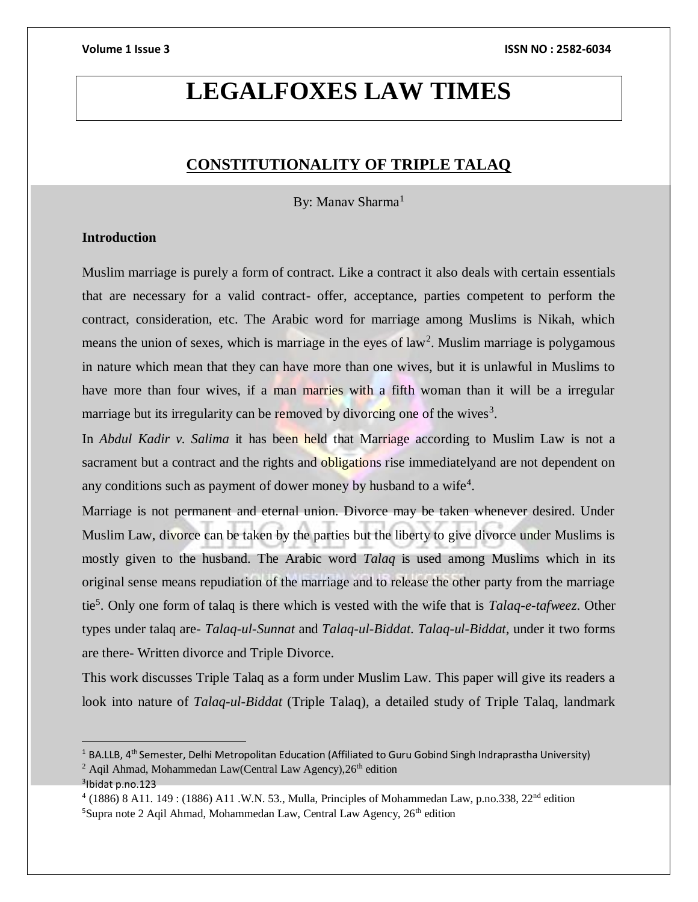# LEGALFOXES LAW TIMES

## CONSTITUTIONALITY OF TRIPLE TALAQ

By: Manav Sharma[1]

### Introduction

Muslim marriage is purely a form of contract. Like a contract it also deals with certain essentials that are necessary for a valid contract- offer, acceptance, parties competent to perform the contract, consideration, etc. The Arabic word for marriage among Muslims is Nikah, which means the union of sexes, which is marriage in the eyes of law[2]. Muslim marriage is polygamous in nature which mean that they can have more than one wives, but it is unlawful in Muslims to have more than four wives, if a man marries with a fifth woman than it will be a irregular marriage but its irregularity can be removed by divorcing one of the wives[3].

In *Abdul Kadir v. Salima* it has been held that Marriage according to Muslim Law is not a sacrament but a contract and the rights and obligations rise immediatelyand are not dependent on any conditions such as payment of dower money by husband to a wife[4].

Marriage is not permanent and eternal union. Divorce may be taken whenever desired. Under Muslim Law, divorce can be taken by the parties but the liberty to give divorce under Muslims is mostly given to the husband. The Arabic word *Talaq* is used among Muslims which in its original sense means repudiation of the marriage and to release the other party from the marriage tie[5]. Only one form of talaq is there which is vested with the wife that is *Talaq-e-tafweez*. Other types under talaq are- *Talaq-ul-Sunnat* and *Talaq-ul-Biddat*. *Talaq-ul-Biddat*, under it two forms are there- Written divorce and Triple Divorce.

This work discusses Triple Talaq as a form under Muslim Law. This paper will give its readers a look into nature of *Talaq-ul-Biddat* (Triple Talaq), a detailed study of Triple Talaq, landmark

---

[1] BA.LLB, 4th Semester, Delhi Metropolitan Education (Affiliated to Guru Gobind Singh Indraprastha University)

[2] Aqil Ahmad, Mohammedan Law(Central Law Agency),26th edition

[3] Ibidat p.no.123

[4] (1886) 8 A11. 149 : (1886) A11 .W.N. 53., Mulla, Principles of Mohammedan Law, p.no.338, 22nd edition

[5] Supra note 2 Aqil Ahmad, Mohammedan Law, Central Law Agency, 26th edition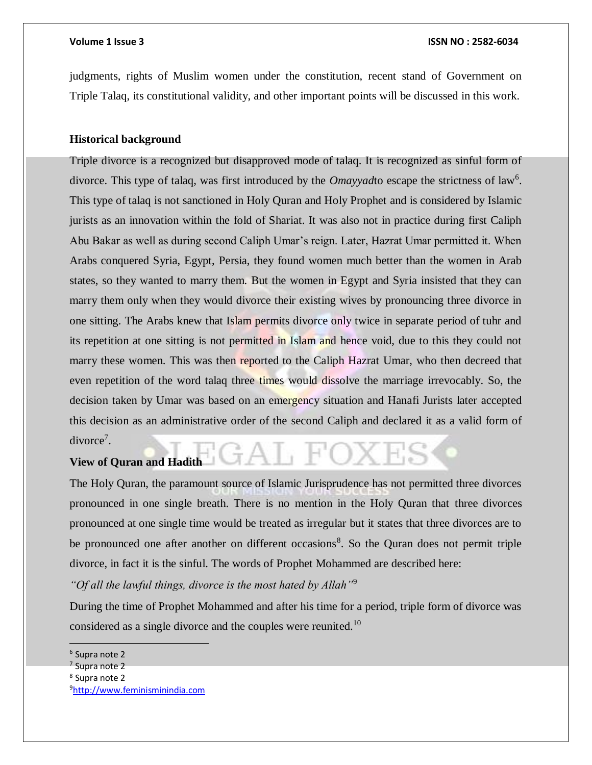judgments, rights of Muslim women under the constitution, recent stand of Government on Triple Talaq, its constitutional validity, and other important points will be discussed in this work.

**Historical background**

Triple divorce is a recognized but disapproved mode of talaq. It is recognized as sinful form of divorce. This type of talaq, was first introduced by the *Omayyad*to escape the strictness of law[6]. This type of talaq is not sanctioned in Holy Quran and Holy Prophet and is considered by Islamic jurists as an innovation within the fold of Shariat. It was also not in practice during first Caliph Abu Bakar as well as during second Caliph Umar's reign. Later, Hazrat Umar permitted it. When Arabs conquered Syria, Egypt, Persia, they found women much better than the women in Arab states, so they wanted to marry them. But the women in Egypt and Syria insisted that they can marry them only when they would divorce their existing wives by pronouncing three divorce in one sitting. The Arabs knew that Islam permits divorce only twice in separate period of tuhr and its repetition at one sitting is not permitted in Islam and hence void, due to this they could not marry these women. This was then reported to the Caliph Hazrat Umar, who then decreed that even repetition of the word talaq three times would dissolve the marriage irrevocably. So, the decision taken by Umar was based on an emergency situation and Hanafi Jurists later accepted this decision as an administrative order of the second Caliph and declared it as a valid form of divorce[7].

**View of Quran and Hadith**

The Holy Quran, the paramount source of Islamic Jurisprudence has not permitted three divorces pronounced in one single breath. There is no mention in the Holy Quran that three divorces pronounced at one single time would be treated as irregular but it states that three divorces are to be pronounced one after another on different occasions[8]. So the Quran does not permit triple divorce, in fact it is the sinful. The words of Prophet Mohammed are described here:

*"Of all the lawful things, divorce is the most hated by Allah"*[9]

During the time of Prophet Mohammed and after his time for a period, triple form of divorce was considered as a single divorce and the couples were reunited.[10]

---

[6] Supra note 2
[7] Supra note 2
[8] Supra note 2
[9] http://www.feminisminindia.com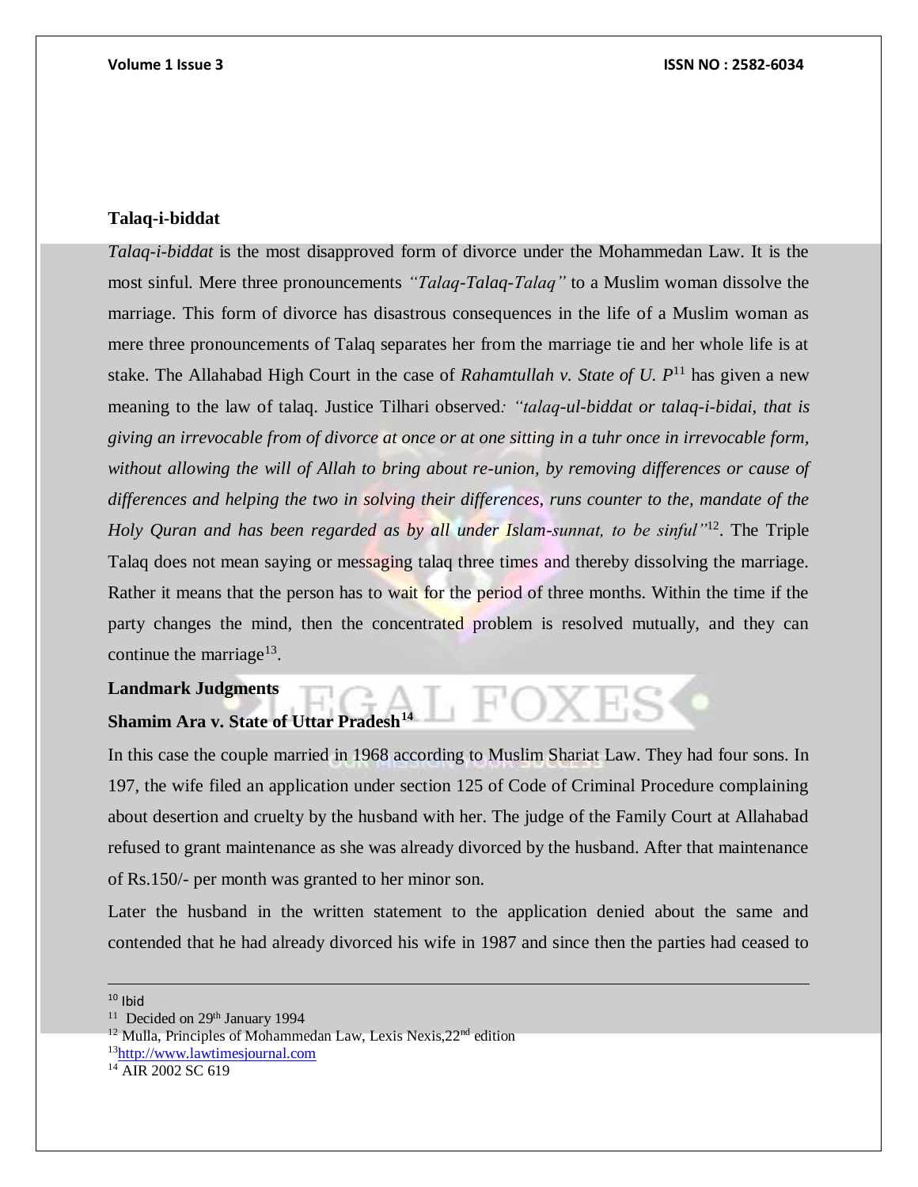### Talaq-i-biddat

*Talaq-i-biddat* is the most disapproved form of divorce under the Mohammedan Law. It is the most sinful. Mere three pronouncements *"Talaq-Talaq-Talaq"* to a Muslim woman dissolve the marriage. This form of divorce has disastrous consequences in the life of a Muslim woman as mere three pronouncements of Talaq separates her from the marriage tie and her whole life is at stake. The Allahabad High Court in the case of *Rahamtullah v. State of U. P*[11] has given a new meaning to the law of talaq. Justice Tilhari observed*: "talaq-ul-biddat or talaq-i-bidai, that is giving an irrevocable from of divorce at once or at one sitting in a tuhr once in irrevocable form, without allowing the will of Allah to bring about re-union, by removing differences or cause of differences and helping the two in solving their differences, runs counter to the, mandate of the Holy Quran and has been regarded as by all under Islam-sunnat, to be sinful"*[12]. The Triple Talaq does not mean saying or messaging talaq three times and thereby dissolving the marriage. Rather it means that the person has to wait for the period of three months. Within the time if the party changes the mind, then the concentrated problem is resolved mutually, and they can continue the marriage[13].

### Landmark Judgments

### Shamim Ara v. State of Uttar Pradesh[14]

In this case the couple married in 1968 according to Muslim Shariat Law. They had four sons. In 197, the wife filed an application under section 125 of Code of Criminal Procedure complaining about desertion and cruelty by the husband with her. The judge of the Family Court at Allahabad refused to grant maintenance as she was already divorced by the husband. After that maintenance of Rs.150/- per month was granted to her minor son.

Later the husband in the written statement to the application denied about the same and contended that he had already divorced his wife in 1987 and since then the parties had ceased to

---

[10] Ibid

[11] Decided on 29th January 1994

[12] Mulla, Principles of Mohammedan Law, Lexis Nexis,22nd edition

[13] http://www.lawtimesjournal.com

[14] AIR 2002 SC 619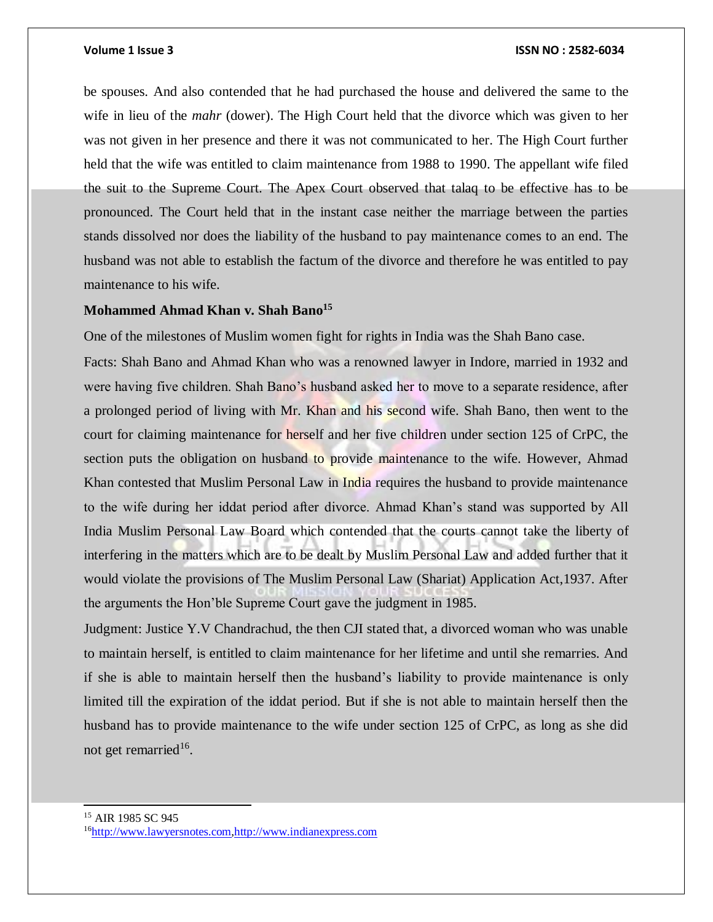be spouses. And also contended that he had purchased the house and delivered the same to the wife in lieu of the *mahr* (dower). The High Court held that the divorce which was given to her was not given in her presence and there it was not communicated to her. The High Court further held that the wife was entitled to claim maintenance from 1988 to 1990. The appellant wife filed the suit to the Supreme Court. The Apex Court observed that talaq to be effective has to be pronounced. The Court held that in the instant case neither the marriage between the parties stands dissolved nor does the liability of the husband to pay maintenance comes to an end. The husband was not able to establish the factum of the divorce and therefore he was entitled to pay maintenance to his wife.

**Mohammed Ahmad Khan v. Shah Bano[15]**

One of the milestones of Muslim women fight for rights in India was the Shah Bano case.

Facts: Shah Bano and Ahmad Khan who was a renowned lawyer in Indore, married in 1932 and were having five children. Shah Bano's husband asked her to move to a separate residence, after a prolonged period of living with Mr. Khan and his second wife. Shah Bano, then went to the court for claiming maintenance for herself and her five children under section 125 of CrPC, the section puts the obligation on husband to provide maintenance to the wife. However, Ahmad Khan contested that Muslim Personal Law in India requires the husband to provide maintenance to the wife during her iddat period after divorce. Ahmad Khan's stand was supported by All India Muslim Personal Law Board which contended that the courts cannot take the liberty of interfering in the matters which are to be dealt by Muslim Personal Law and added further that it would violate the provisions of The Muslim Personal Law (Shariat) Application Act,1937. After the arguments the Hon'ble Supreme Court gave the judgment in 1985.

Judgment: Justice Y.V Chandrachud, the then CJI stated that, a divorced woman who was unable to maintain herself, is entitled to claim maintenance for her lifetime and until she remarries. And if she is able to maintain herself then the husband's liability to provide maintenance is only limited till the expiration of the iddat period. But if she is not able to maintain herself then the husband has to provide maintenance to the wife under section 125 of CrPC, as long as she did not get remarried[16].

---

[15] AIR 1985 SC 945

[16] http://www.lawyersnotes.com,http://www.indianexpress.com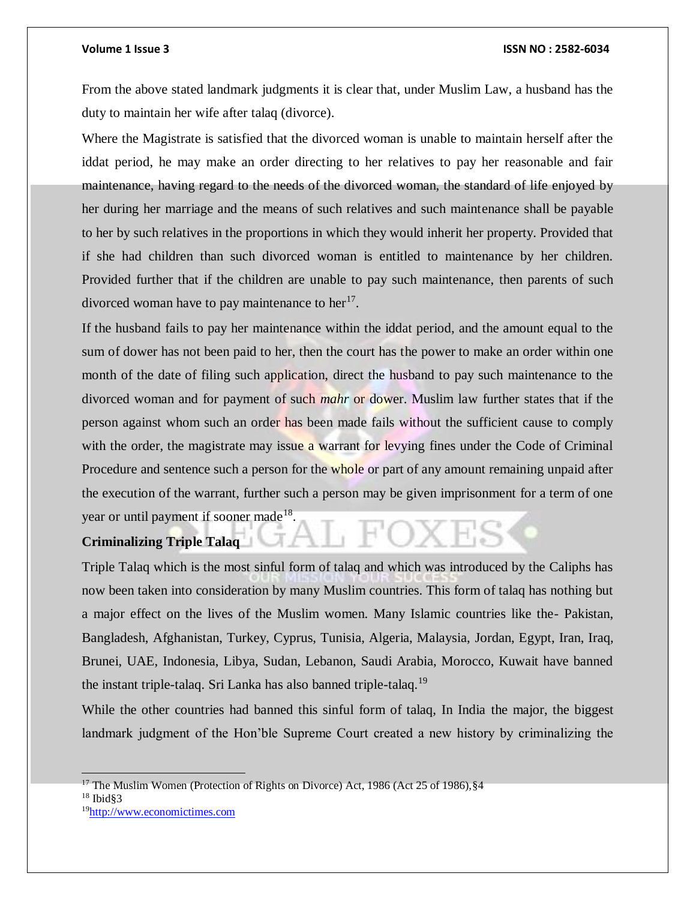From the above stated landmark judgments it is clear that, under Muslim Law, a husband has the duty to maintain her wife after talaq (divorce).

Where the Magistrate is satisfied that the divorced woman is unable to maintain herself after the iddat period, he may make an order directing to her relatives to pay her reasonable and fair maintenance, having regard to the needs of the divorced woman, the standard of life enjoyed by her during her marriage and the means of such relatives and such maintenance shall be payable to her by such relatives in the proportions in which they would inherit her property. Provided that if she had children than such divorced woman is entitled to maintenance by her children. Provided further that if the children are unable to pay such maintenance, then parents of such divorced woman have to pay maintenance to her[17].

If the husband fails to pay her maintenance within the iddat period, and the amount equal to the sum of dower has not been paid to her, then the court has the power to make an order within one month of the date of filing such application, direct the husband to pay such maintenance to the divorced woman and for payment of such *mahr* or dower. Muslim law further states that if the person against whom such an order has been made fails without the sufficient cause to comply with the order, the magistrate may issue a warrant for levying fines under the Code of Criminal Procedure and sentence such a person for the whole or part of any amount remaining unpaid after the execution of the warrant, further such a person may be given imprisonment for a term of one year or until payment if sooner made[18].

**Criminalizing Triple Talaq**

Triple Talaq which is the most sinful form of talaq and which was introduced by the Caliphs has now been taken into consideration by many Muslim countries. This form of talaq has nothing but a major effect on the lives of the Muslim women. Many Islamic countries like the- Pakistan, Bangladesh, Afghanistan, Turkey, Cyprus, Tunisia, Algeria, Malaysia, Jordan, Egypt, Iran, Iraq, Brunei, UAE, Indonesia, Libya, Sudan, Lebanon, Saudi Arabia, Morocco, Kuwait have banned the instant triple-talaq. Sri Lanka has also banned triple-talaq.[19]

While the other countries had banned this sinful form of talaq, In India the major, the biggest landmark judgment of the Hon'ble Supreme Court created a new history by criminalizing the

---

[17] The Muslim Women (Protection of Rights on Divorce) Act, 1986 (Act 25 of 1986),§4

[18] Ibid§3

[19] http://www.economictimes.com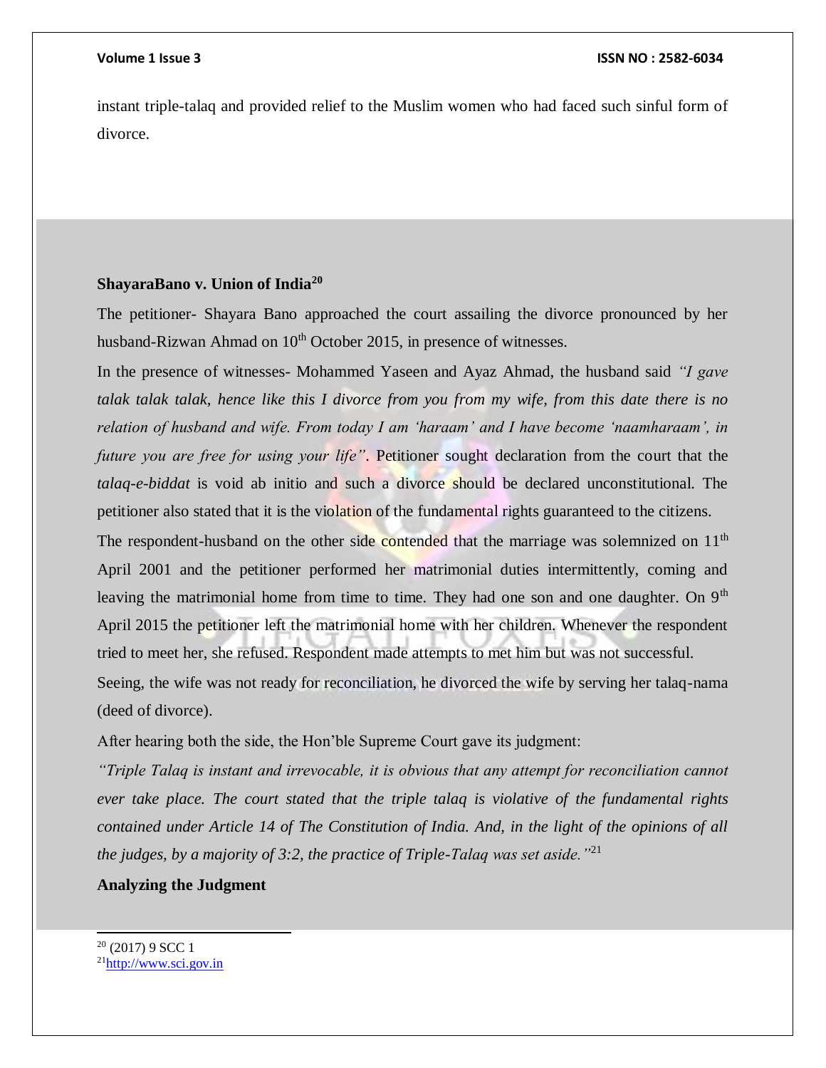instant triple-talaq and provided relief to the Muslim women who had faced such sinful form of divorce.

**ShayaraBano v. Union of India[20]**

The petitioner- Shayara Bano approached the court assailing the divorce pronounced by her husband-Rizwan Ahmad on 10th October 2015, in presence of witnesses.

In the presence of witnesses- Mohammed Yaseen and Ayaz Ahmad, the husband said *"I gave talak talak talak, hence like this I divorce from you from my wife, from this date there is no relation of husband and wife. From today I am 'haraam' and I have become 'naamharaam', in future you are free for using your life"*. Petitioner sought declaration from the court that the *talaq-e-biddat* is void ab initio and such a divorce should be declared unconstitutional. The petitioner also stated that it is the violation of the fundamental rights guaranteed to the citizens.

The respondent-husband on the other side contended that the marriage was solemnized on 11th April 2001 and the petitioner performed her matrimonial duties intermittently, coming and leaving the matrimonial home from time to time. They had one son and one daughter. On 9th April 2015 the petitioner left the matrimonial home with her children. Whenever the respondent tried to meet her, she refused. Respondent made attempts to met him but was not successful.

Seeing, the wife was not ready for reconciliation, he divorced the wife by serving her talaq-nama (deed of divorce).

After hearing both the side, the Hon'ble Supreme Court gave its judgment:

*"Triple Talaq is instant and irrevocable, it is obvious that any attempt for reconciliation cannot ever take place. The court stated that the triple talaq is violative of the fundamental rights contained under Article 14 of The Constitution of India. And, in the light of the opinions of all the judges, by a majority of 3:2, the practice of Triple-Talaq was set aside."*[21]

**Analyzing the Judgment**

---

[20] (2017) 9 SCC 1

[21] http://www.sci.gov.in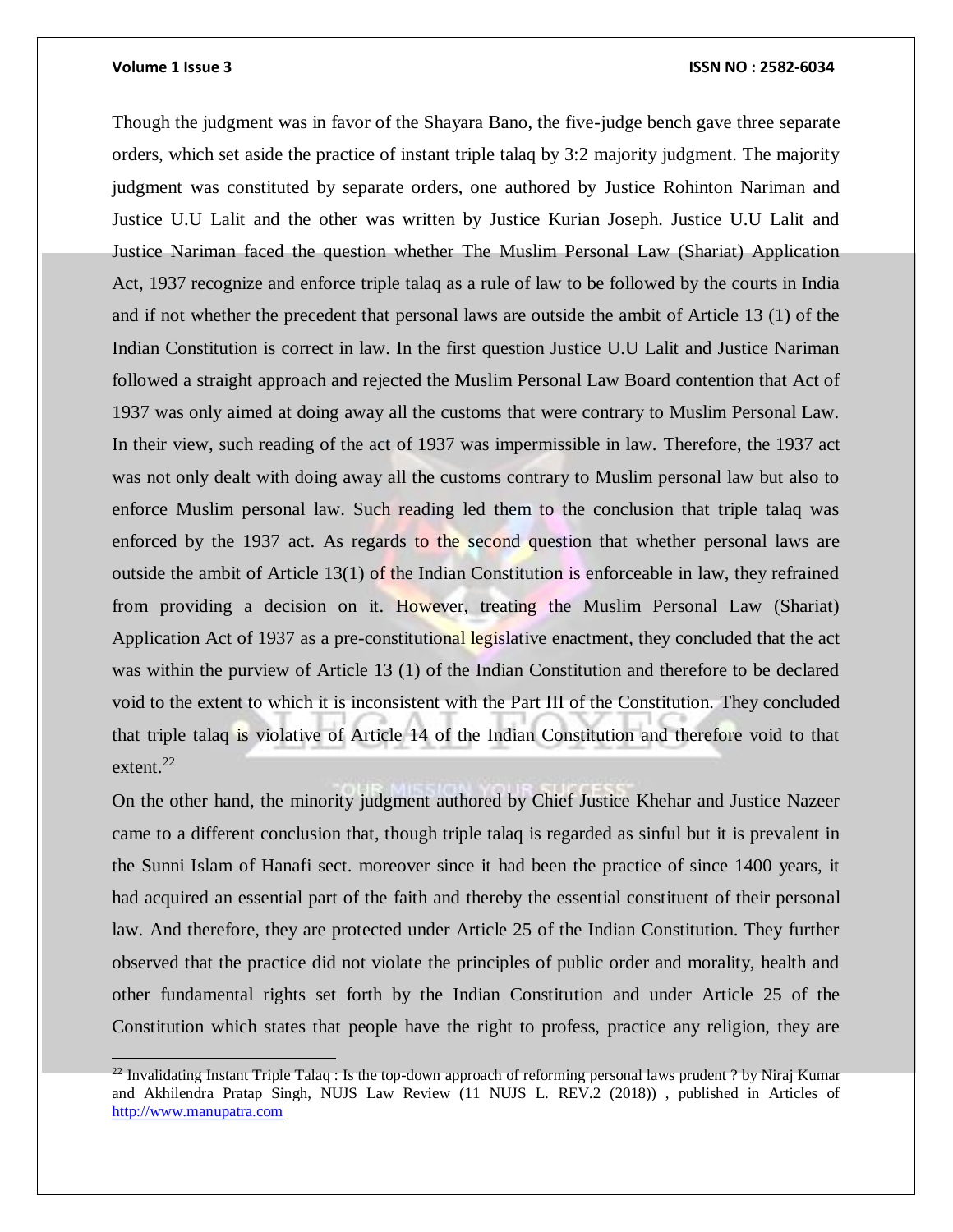Though the judgment was in favor of the Shayara Bano, the five-judge bench gave three separate orders, which set aside the practice of instant triple talaq by 3:2 majority judgment. The majority judgment was constituted by separate orders, one authored by Justice Rohinton Nariman and Justice U.U Lalit and the other was written by Justice Kurian Joseph. Justice U.U Lalit and Justice Nariman faced the question whether The Muslim Personal Law (Shariat) Application Act, 1937 recognize and enforce triple talaq as a rule of law to be followed by the courts in India and if not whether the precedent that personal laws are outside the ambit of Article 13 (1) of the Indian Constitution is correct in law. In the first question Justice U.U Lalit and Justice Nariman followed a straight approach and rejected the Muslim Personal Law Board contention that Act of 1937 was only aimed at doing away all the customs that were contrary to Muslim Personal Law. In their view, such reading of the act of 1937 was impermissible in law. Therefore, the 1937 act was not only dealt with doing away all the customs contrary to Muslim personal law but also to enforce Muslim personal law. Such reading led them to the conclusion that triple talaq was enforced by the 1937 act. As regards to the second question that whether personal laws are outside the ambit of Article 13(1) of the Indian Constitution is enforceable in law, they refrained from providing a decision on it. However, treating the Muslim Personal Law (Shariat) Application Act of 1937 as a pre-constitutional legislative enactment, they concluded that the act was within the purview of Article 13 (1) of the Indian Constitution and therefore to be declared void to the extent to which it is inconsistent with the Part III of the Constitution. They concluded that triple talaq is violative of Article 14 of the Indian Constitution and therefore void to that extent.[22]

On the other hand, the minority judgment authored by Chief Justice Khehar and Justice Nazeer came to a different conclusion that, though triple talaq is regarded as sinful but it is prevalent in the Sunni Islam of Hanafi sect. moreover since it had been the practice of since 1400 years, it had acquired an essential part of the faith and thereby the essential constituent of their personal law. And therefore, they are protected under Article 25 of the Indian Constitution. They further observed that the practice did not violate the principles of public order and morality, health and other fundamental rights set forth by the Indian Constitution and under Article 25 of the Constitution which states that people have the right to profess, practice any religion, they are

[22] Invalidating Instant Triple Talaq : Is the top-down approach of reforming personal laws prudent ? by Niraj Kumar and Akhilendra Pratap Singh, NUJS Law Review (11 NUJS L. REV.2 (2018)) , published in Articles of http://www.manupatra.com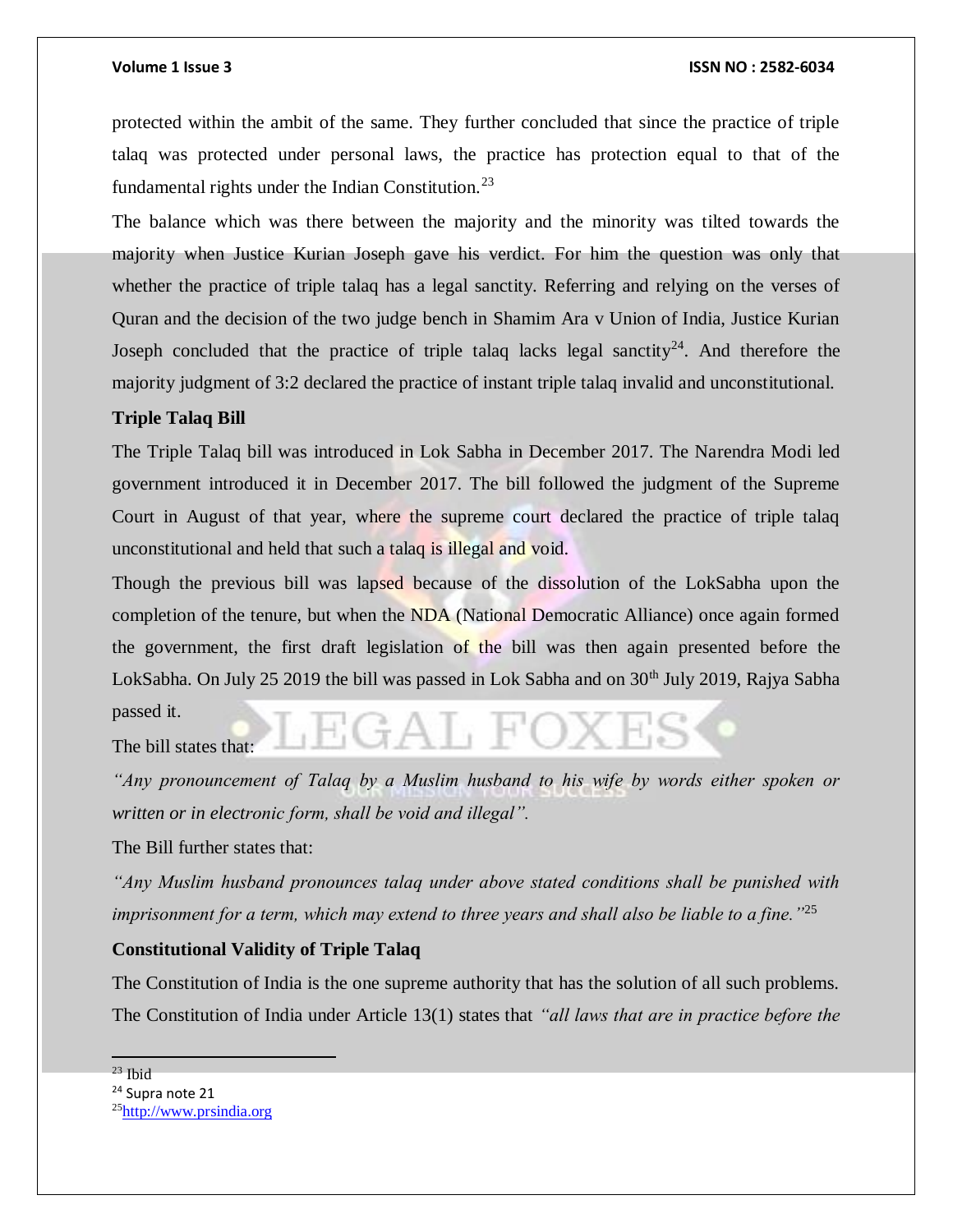protected within the ambit of the same. They further concluded that since the practice of triple talaq was protected under personal laws, the practice has protection equal to that of the fundamental rights under the Indian Constitution.[23]

The balance which was there between the majority and the minority was tilted towards the majority when Justice Kurian Joseph gave his verdict. For him the question was only that whether the practice of triple talaq has a legal sanctity. Referring and relying on the verses of Quran and the decision of the two judge bench in Shamim Ara v Union of India, Justice Kurian Joseph concluded that the practice of triple talaq lacks legal sanctity[24]. And therefore the majority judgment of 3:2 declared the practice of instant triple talaq invalid and unconstitutional.

**Triple Talaq Bill**

The Triple Talaq bill was introduced in Lok Sabha in December 2017. The Narendra Modi led government introduced it in December 2017. The bill followed the judgment of the Supreme Court in August of that year, where the supreme court declared the practice of triple talaq unconstitutional and held that such a talaq is illegal and void.

Though the previous bill was lapsed because of the dissolution of the LokSabha upon the completion of the tenure, but when the NDA (National Democratic Alliance) once again formed the government, the first draft legislation of the bill was then again presented before the LokSabha. On July 25 2019 the bill was passed in Lok Sabha and on 30th July 2019, Rajya Sabha passed it.

The bill states that:

*"Any pronouncement of Talaq by a Muslim husband to his wife by words either spoken or written or in electronic form, shall be void and illegal".*

The Bill further states that:

*"Any Muslim husband pronounces talaq under above stated conditions shall be punished with imprisonment for a term, which may extend to three years and shall also be liable to a fine."*[25]

**Constitutional Validity of Triple Talaq**

The Constitution of India is the one supreme authority that has the solution of all such problems. The Constitution of India under Article 13(1) states that *"all laws that are in practice before the*

---

[23] Ibid

[24] Supra note 21

[25] http://www.prsindia.org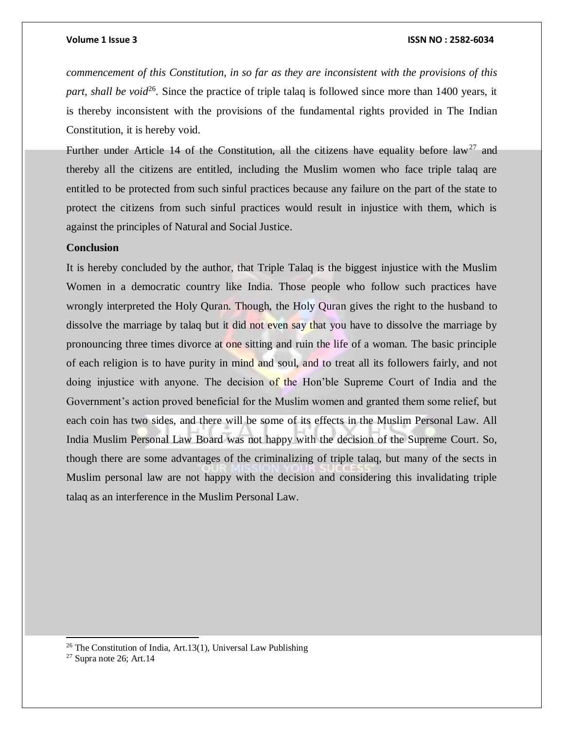*commencement of this Constitution, in so far as they are inconsistent with the provisions of this part, shall be void*[26]. Since the practice of triple talaq is followed since more than 1400 years, it is thereby inconsistent with the provisions of the fundamental rights provided in The Indian Constitution, it is hereby void.

Further under Article 14 of the Constitution, all the citizens have equality before law[27] and thereby all the citizens are entitled, including the Muslim women who face triple talaq are entitled to be protected from such sinful practices because any failure on the part of the state to protect the citizens from such sinful practices would result in injustice with them, which is against the principles of Natural and Social Justice.

**Conclusion**

It is hereby concluded by the author, that Triple Talaq is the biggest injustice with the Muslim Women in a democratic country like India. Those people who follow such practices have wrongly interpreted the Holy Quran. Though, the Holy Quran gives the right to the husband to dissolve the marriage by talaq but it did not even say that you have to dissolve the marriage by pronouncing three times divorce at one sitting and ruin the life of a woman. The basic principle of each religion is to have purity in mind and soul, and to treat all its followers fairly, and not doing injustice with anyone. The decision of the Hon'ble Supreme Court of India and the Government's action proved beneficial for the Muslim women and granted them some relief, but each coin has two sides, and there will be some of its effects in the Muslim Personal Law. All India Muslim Personal Law Board was not happy with the decision of the Supreme Court. So, though there are some advantages of the criminalizing of triple talaq, but many of the sects in Muslim personal law are not happy with the decision and considering this invalidating triple talaq as an interference in the Muslim Personal Law.

---

[26] The Constitution of India, Art.13(1), Universal Law Publishing

[27] Supra note 26; Art.14